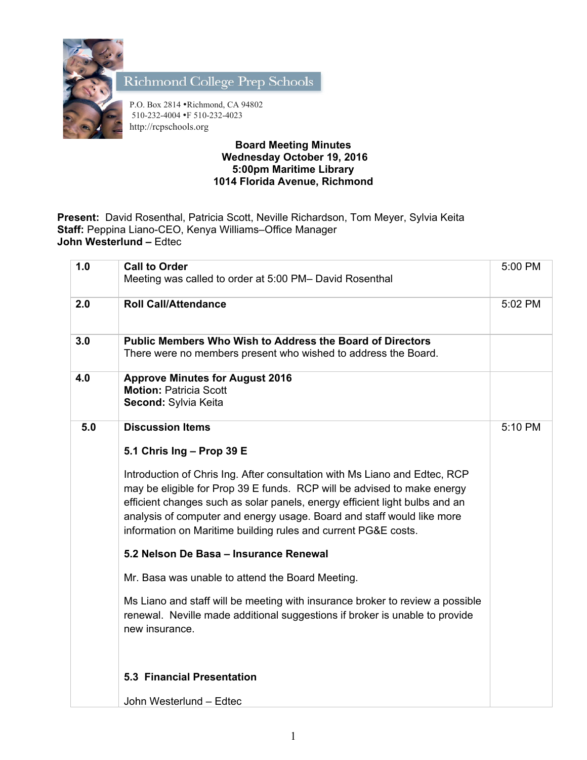Richmond College Prep Schools

P.O. Box 2814 •Richmond, CA 94802
510-232-4004 •F 510-232-4023
http://rcpschools.org

**Board Meeting Minutes**
**Wednesday October 19, 2016**
**5:00pm Maritime Library**
**1014 Florida Avenue, Richmond**

**Present:** David Rosenthal, Patricia Scott, Neville Richardson, Tom Meyer, Sylvia Keita
**Staff:** Peppina Liano-CEO, Kenya Williams–Office Manager
**John Westerlund –** Edtec

| | | |
|---|---|---|
| **1.0** | **Call to Order**<br>Meeting was called to order at 5:00 PM– David Rosenthal | 5:00 PM |
| **2.0** | **Roll Call/Attendance** | 5:02 PM |
| **3.0** | **Public Members Who Wish to Address the Board of Directors**<br>There were no members present who wished to address the Board. | |
| **4.0** | **Approve Minutes for August 2016**<br>**Motion:** Patricia Scott<br>**Second:** Sylvia Keita | |
| **5.0** | **Discussion Items**<br><br>**5.1 Chris Ing – Prop 39 E**<br><br>Introduction of Chris Ing. After consultation with Ms Liano and Edtec, RCP may be eligible for Prop 39 E funds. RCP will be advised to make energy efficient changes such as solar panels, energy efficient light bulbs and an analysis of computer and energy usage. Board and staff would like more information on Maritime building rules and current PG&E costs.<br><br>**5.2 Nelson De Basa – Insurance Renewal**<br><br>Mr. Basa was unable to attend the Board Meeting.<br><br>Ms Liano and staff will be meeting with insurance broker to review a possible renewal. Neville made additional suggestions if broker is unable to provide new insurance.<br><br>**5.3 Financial Presentation**<br><br>John Westerlund – Edtec | 5:10 PM |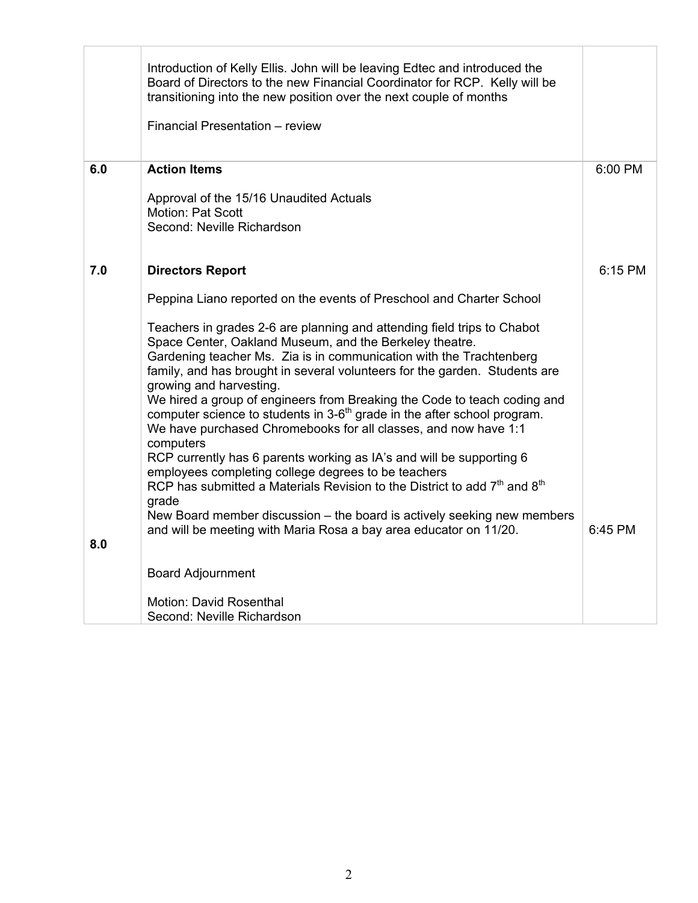| | | |
|---|---|---|
| | Introduction of Kelly Ellis. John will be leaving Edtec and introduced the Board of Directors to the new Financial Coordinator for RCP. Kelly will be transitioning into the new position over the next couple of months<br><br>Financial Presentation – review | |
| 6.0 | **Action Items**<br><br>Approval of the 15/16 Unaudited Actuals<br>Motion: Pat Scott<br>Second: Neville Richardson | 6:00 PM |
| 7.0 | **Directors Report**<br><br>Peppina Liano reported on the events of Preschool and Charter School<br><br>Teachers in grades 2-6 are planning and attending field trips to Chabot Space Center, Oakland Museum, and the Berkeley theatre.<br>Gardening teacher Ms. Zia is in communication with the Trachtenberg family, and has brought in several volunteers for the garden. Students are growing and harvesting.<br>We hired a group of engineers from Breaking the Code to teach coding and computer science to students in 3-6th grade in the after school program.<br>We have purchased Chromebooks for all classes, and now have 1:1 computers<br>RCP currently has 6 parents working as IA's and will be supporting 6 employees completing college degrees to be teachers<br>RCP has submitted a Materials Revision to the District to add 7th and 8th grade<br>New Board member discussion – the board is actively seeking new members and will be meeting with Maria Rosa a bay area educator on 11/20. | 6:15 PM |
| 8.0 | Board Adjournment<br><br>Motion: David Rosenthal<br>Second: Neville Richardson | 6:45 PM |